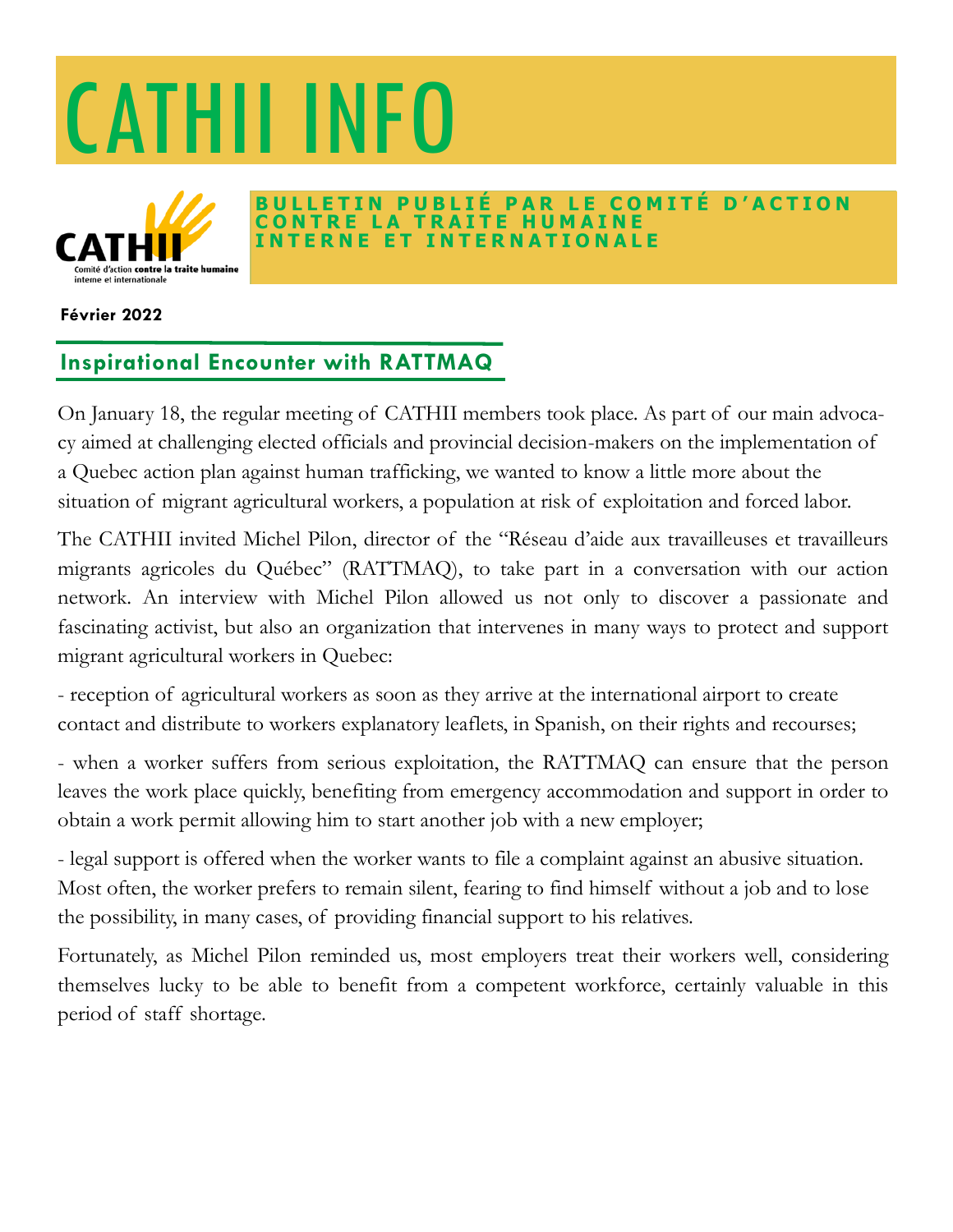# CATHII INFO

**BULLETIN PUBLIÉ PAR LE COMITÉ D'ACTION CONTRE LA TRAITE HUMAINE INTERNE ET INTERNATIONALE**

**Février 2022**

## Inspirational Encounter with RATTMAQ

On January 18, the regular meeting of CATHII members took place. As part of our main advocacy aimed at challenging elected officials and provincial decision-makers on the implementation of a Quebec action plan against human trafficking, we wanted to know a little more about the situation of migrant agricultural workers, a population at risk of exploitation and forced labor.

The CATHII invited Michel Pilon, director of the "Réseau d'aide aux travailleuses et travailleurs migrants agricoles du Québec" (RATTMAQ), to take part in a conversation with our action network. An interview with Michel Pilon allowed us not only to discover a passionate and fascinating activist, but also an organization that intervenes in many ways to protect and support migrant agricultural workers in Quebec:

- reception of agricultural workers as soon as they arrive at the international airport to create contact and distribute to workers explanatory leaflets, in Spanish, on their rights and recourses;

- when a worker suffers from serious exploitation, the RATTMAQ can ensure that the person leaves the work place quickly, benefiting from emergency accommodation and support in order to obtain a work permit allowing him to start another job with a new employer;

- legal support is offered when the worker wants to file a complaint against an abusive situation. Most often, the worker prefers to remain silent, fearing to find himself without a job and to lose the possibility, in many cases, of providing financial support to his relatives.

Fortunately, as Michel Pilon reminded us, most employers treat their workers well, considering themselves lucky to be able to benefit from a competent workforce, certainly valuable in this period of staff shortage.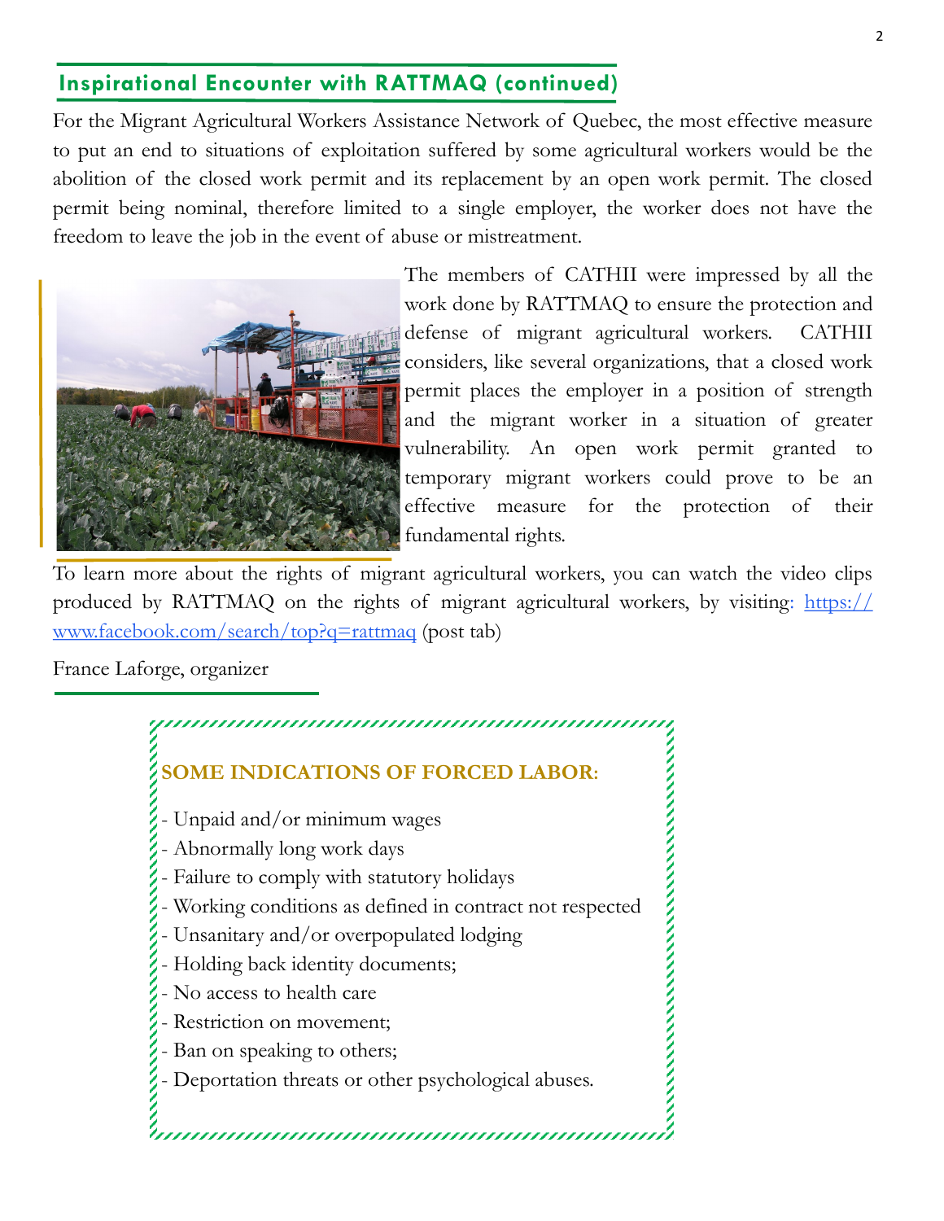## Inspirational Encounter with RATTMAQ (continued)

For the Migrant Agricultural Workers Assistance Network of Quebec, the most effective measure to put an end to situations of exploitation suffered by some agricultural workers would be the abolition of the closed work permit and its replacement by an open work permit. The closed permit being nominal, therefore limited to a single employer, the worker does not have the freedom to leave the job in the event of abuse or mistreatment.

The members of CATHII were impressed by all the work done by RATTMAQ to ensure the protection and defense of migrant agricultural workers. CATHII considers, like several organizations, that a closed work permit places the employer in a position of strength and the migrant worker in a situation of greater vulnerability. An open work permit granted to temporary migrant workers could prove to be an effective measure for the protection of their fundamental rights.

To learn more about the rights of migrant agricultural workers, you can watch the video clips produced by RATTMAQ on the rights of migrant agricultural workers, by visiting: [https://www.facebook.com/search/top?q=rattmaq](https://www.facebook.com/search/top?q=rattmaq) (post tab)

France Laforge, organizer

**SOME INDICATIONS OF FORCED LABOR:**

- Unpaid and/or minimum wages
- Abnormally long work days
- Failure to comply with statutory holidays
- Working conditions as defined in contract not respected
- Unsanitary and/or overpopulated lodging
- Holding back identity documents;
- No access to health care
- Restriction on movement;
- Ban on speaking to others;
- Deportation threats or other psychological abuses.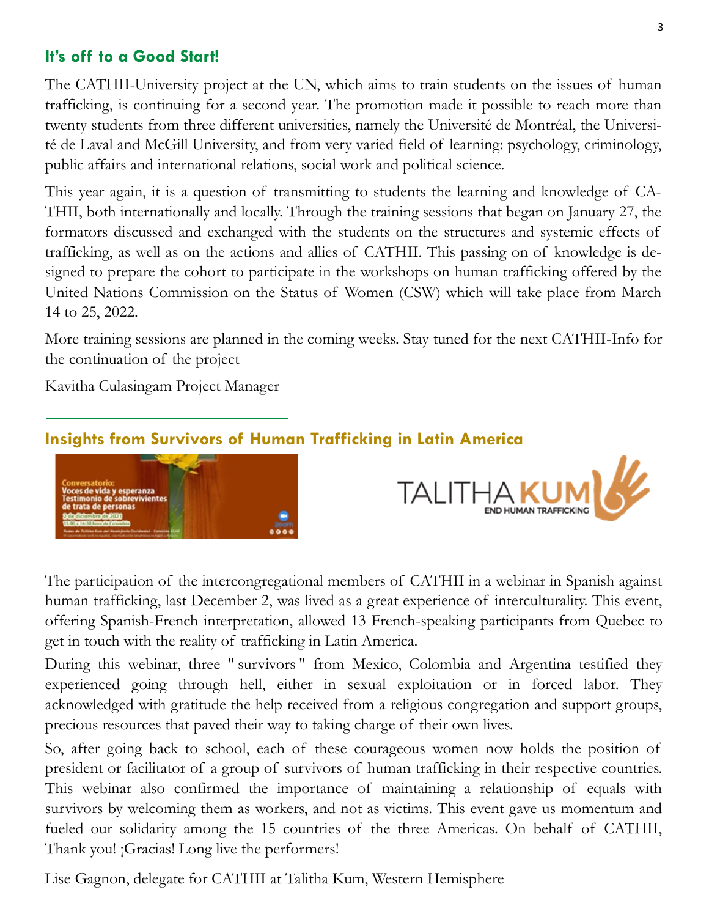## It's off to a Good Start!

The CATHII-University project at the UN, which aims to train students on the issues of human trafficking, is continuing for a second year. The promotion made it possible to reach more than twenty students from three different universities, namely the Université de Montréal, the Université de Laval and McGill University, and from very varied field of learning: psychology, criminology, public affairs and international relations, social work and political science.

This year again, it is a question of transmitting to students the learning and knowledge of CATHII, both internationally and locally. Through the training sessions that began on January 27, the formators discussed and exchanged with the students on the structures and systemic effects of trafficking, as well as on the actions and allies of CATHII. This passing on of knowledge is designed to prepare the cohort to participate in the workshops on human trafficking offered by the United Nations Commission on the Status of Women (CSW) which will take place from March 14 to 25, 2022.

More training sessions are planned in the coming weeks. Stay tuned for the next CATHII-Info for the continuation of the project

Kavitha Culasingam Project Manager

## Insights from Survivors of Human Trafficking in Latin America

The participation of the intercongregational members of CATHII in a webinar in Spanish against human trafficking, last December 2, was lived as a great experience of interculturality. This event, offering Spanish-French interpretation, allowed 13 French-speaking participants from Quebec to get in touch with the reality of trafficking in Latin America.

During this webinar, three " survivors " from Mexico, Colombia and Argentina testified they experienced going through hell, either in sexual exploitation or in forced labor. They acknowledged with gratitude the help received from a religious congregation and support groups, precious resources that paved their way to taking charge of their own lives.

So, after going back to school, each of these courageous women now holds the position of president or facilitator of a group of survivors of human trafficking in their respective countries. This webinar also confirmed the importance of maintaining a relationship of equals with survivors by welcoming them as workers, and not as victims. This event gave us momentum and fueled our solidarity among the 15 countries of the three Americas. On behalf of CATHII, Thank you! ¡Gracias! Long live the performers!

Lise Gagnon, delegate for CATHII at Talitha Kum, Western Hemisphere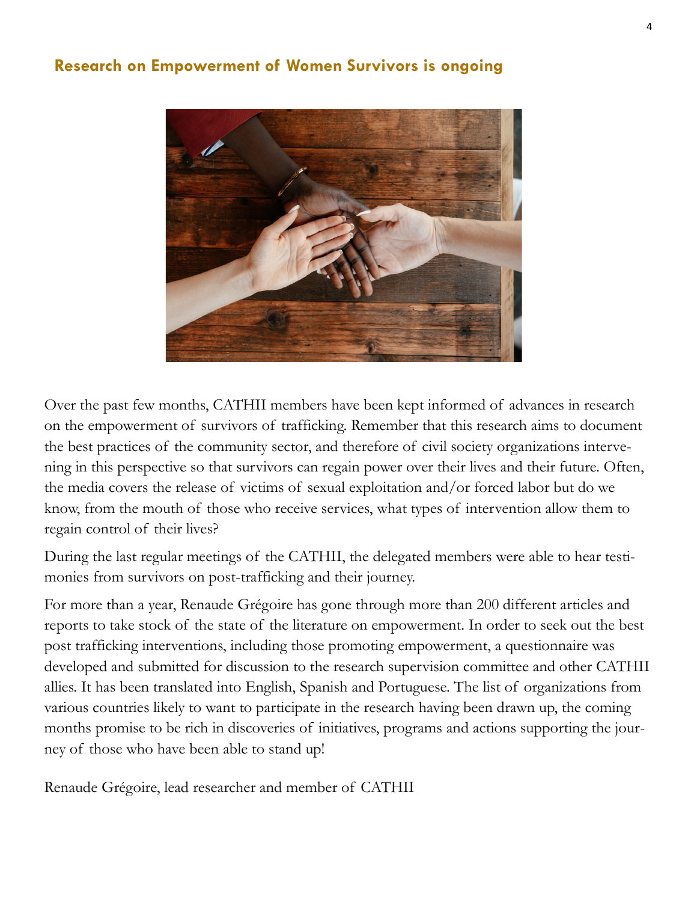## Research on Empowerment of Women Survivors is ongoing

Over the past few months, CATHII members have been kept informed of advances in research on the empowerment of survivors of trafficking. Remember that this research aims to document the best practices of the community sector, and therefore of civil society organizations intervening in this perspective so that survivors can regain power over their lives and their future. Often, the media covers the release of victims of sexual exploitation and/or forced labor but do we know, from the mouth of those who receive services, what types of intervention allow them to regain control of their lives?

During the last regular meetings of the CATHII, the delegated members were able to hear testimonies from survivors on post-trafficking and their journey.

For more than a year, Renaude Grégoire has gone through more than 200 different articles and reports to take stock of the state of the literature on empowerment. In order to seek out the best post trafficking interventions, including those promoting empowerment, a questionnaire was developed and submitted for discussion to the research supervision committee and other CATHII allies. It has been translated into English, Spanish and Portuguese. The list of organizations from various countries likely to want to participate in the research having been drawn up, the coming months promise to be rich in discoveries of initiatives, programs and actions supporting the journey of those who have been able to stand up!

Renaude Grégoire, lead researcher and member of CATHII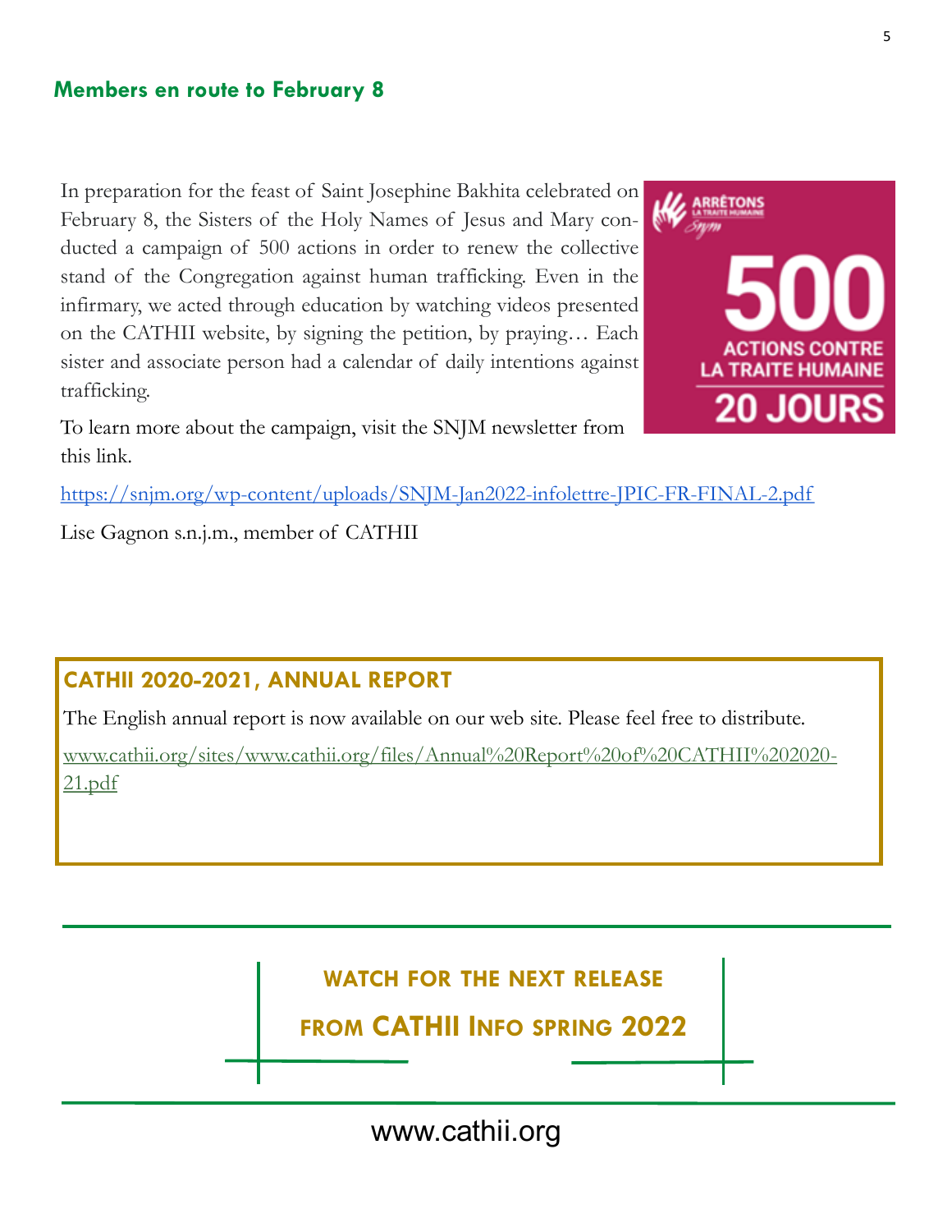## Members en route to February 8

In preparation for the feast of Saint Josephine Bakhita celebrated on February 8, the Sisters of the Holy Names of Jesus and Mary conducted a campaign of 500 actions in order to renew the collective stand of the Congregation against human trafficking. Even in the infirmary, we acted through education by watching videos presented on the CATHII website, by signing the petition, by praying… Each sister and associate person had a calendar of daily intentions against trafficking.

ARRÊTONS LA TRAITE HUMAINE
snjm
500
ACTIONS CONTRE LA TRAITE HUMAINE
20 JOURS

To learn more about the campaign, visit the SNJM newsletter from this link.

https://snjm.org/wp-content/uploads/SNJM-Jan2022-infolettre-JPIC-FR-FINAL-2.pdf

Lise Gagnon s.n.j.m., member of CATHII

## CATHII 2020-2021, ANNUAL REPORT

The English annual report is now available on our web site. Please feel free to distribute.

www.cathii.org/sites/www.cathii.org/files/Annual%20Report%20of%20CATHII%202020-21.pdf

**WATCH FOR THE NEXT RELEASE**

**FROM CATHII INFO SPRING 2022**

www.cathii.org